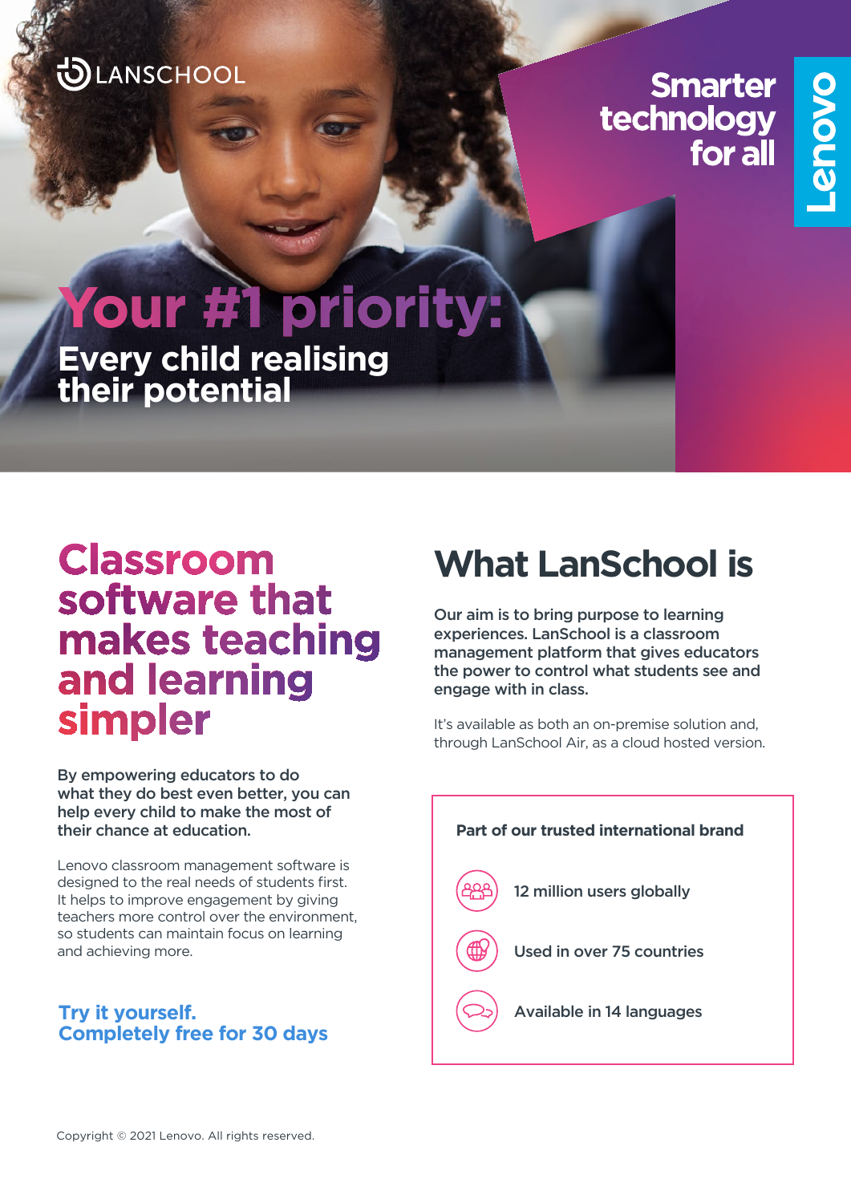LANSCHOOL

Smarter technology for all

Lenovo

# Your #1 priority:

## Every child realising their potential

## Classroom software that makes teaching and learning simpler

**By empowering educators to do what they do best even better, you can help every child to make the most of their chance at education.**

Lenovo classroom management software is designed to the real needs of students first. It helps to improve engagement by giving teachers more control over the environment, so students can maintain focus on learning and achieving more.

**Try it yourself.
Completely free for 30 days**

## What LanSchool is

**Our aim is to bring purpose to learning experiences. LanSchool is a classroom management platform that gives educators the power to control what students see and engage with in class.**

It's available as both an on-premise solution and, through LanSchool Air, as a cloud hosted version.

**Part of our trusted international brand**

- 12 million users globally
- Used in over 75 countries
- Available in 14 languages

Copyright © 2021 Lenovo. All rights reserved.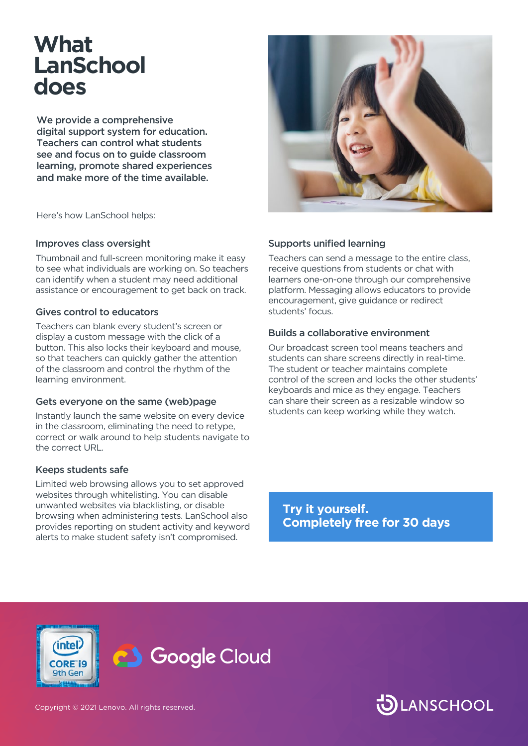# What LanSchool does

**We provide a comprehensive digital support system for education. Teachers can control what students see and focus on to guide classroom learning, promote shared experiences and make more of the time available.**

Here's how LanSchool helps:

### Improves class oversight

Thumbnail and full-screen monitoring make it easy to see what individuals are working on. So teachers can identify when a student may need additional assistance or encouragement to get back on track.

### Gives control to educators

Teachers can blank every student's screen or display a custom message with the click of a button. This also locks their keyboard and mouse, so that teachers can quickly gather the attention of the classroom and control the rhythm of the learning environment.

### Gets everyone on the same (web)page

Instantly launch the same website on every device in the classroom, eliminating the need to retype, correct or walk around to help students navigate to the correct URL.

### Keeps students safe

Limited web browsing allows you to set approved websites through whitelisting. You can disable unwanted websites via blacklisting, or disable browsing when administering tests. LanSchool also provides reporting on student activity and keyword alerts to make student safety isn't compromised.

### Supports unified learning

Teachers can send a message to the entire class, receive questions from students or chat with learners one-on-one through our comprehensive platform. Messaging allows educators to provide encouragement, give guidance or redirect students' focus.

### Builds a collaborative environment

Our broadcast screen tool means teachers and students can share screens directly in real-time. The student or teacher maintains complete control of the screen and locks the other students' keyboards and mice as they engage. Teachers can share their screen as a resizable window so students can keep working while they watch.

**Try it yourself.**
**Completely free for 30 days**

intel CORE i9 9th Gen

Google Cloud

Copyright © 2021 Lenovo. All rights reserved.

LANSCHOOL